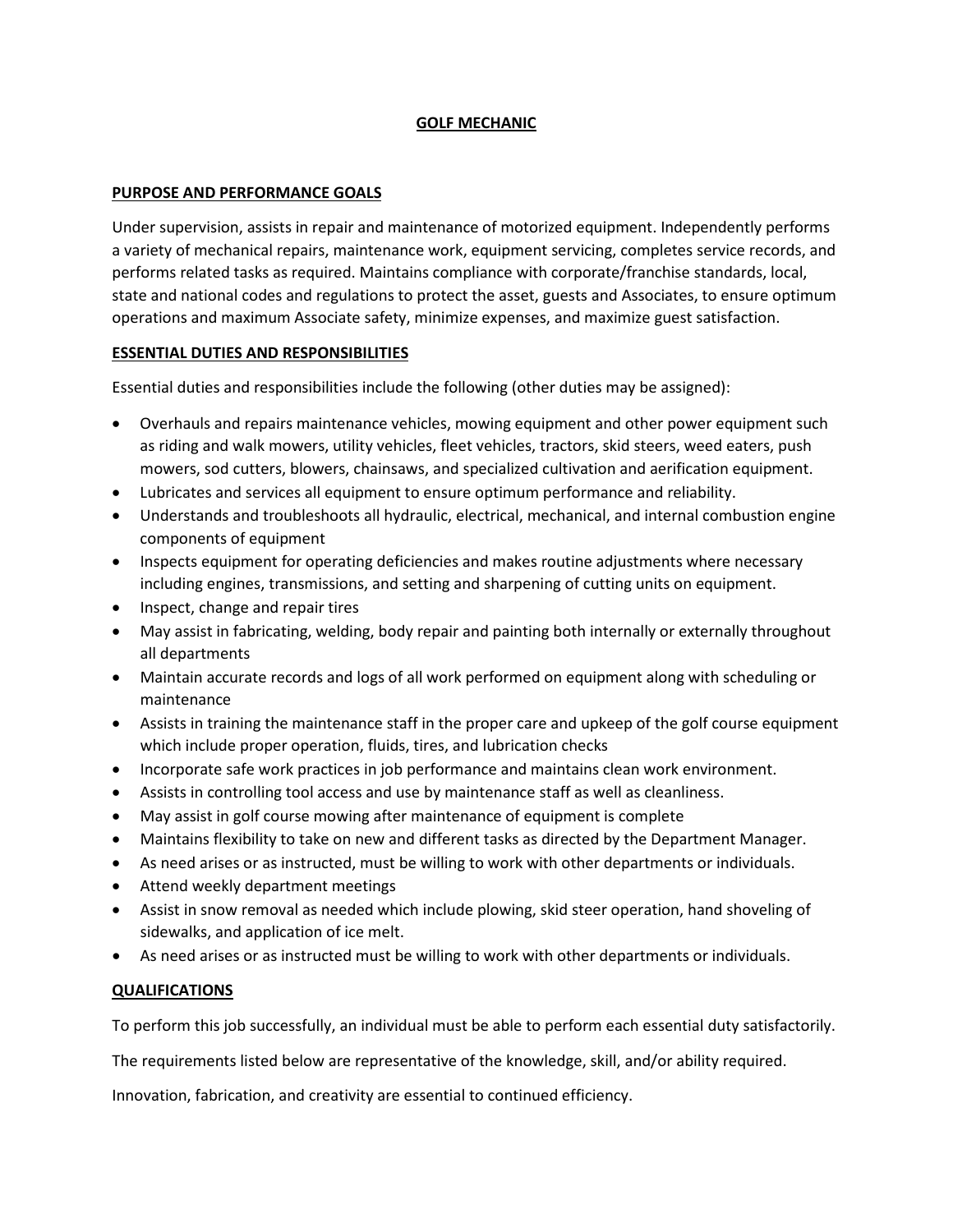# GOLF MECHANIC

## PURPOSE AND PERFORMANCE GOALS

Under supervision, assists in repair and maintenance of motorized equipment. Independently performs a variety of mechanical repairs, maintenance work, equipment servicing, completes service records, and performs related tasks as required. Maintains compliance with corporate/franchise standards, local, state and national codes and regulations to protect the asset, guests and Associates, to ensure optimum operations and maximum Associate safety, minimize expenses, and maximize guest satisfaction.

## ESSENTIAL DUTIES AND RESPONSIBILITIES

Essential duties and responsibilities include the following (other duties may be assigned):

- Overhauls and repairs maintenance vehicles, mowing equipment and other power equipment such as riding and walk mowers, utility vehicles, fleet vehicles, tractors, skid steers, weed eaters, push mowers, sod cutters, blowers, chainsaws, and specialized cultivation and aerification equipment.
- Lubricates and services all equipment to ensure optimum performance and reliability.
- Understands and troubleshoots all hydraulic, electrical, mechanical, and internal combustion engine components of equipment
- Inspects equipment for operating deficiencies and makes routine adjustments where necessary including engines, transmissions, and setting and sharpening of cutting units on equipment.
- Inspect, change and repair tires
- May assist in fabricating, welding, body repair and painting both internally or externally throughout all departments
- Maintain accurate records and logs of all work performed on equipment along with scheduling or maintenance
- Assists in training the maintenance staff in the proper care and upkeep of the golf course equipment which include proper operation, fluids, tires, and lubrication checks
- Incorporate safe work practices in job performance and maintains clean work environment.
- Assists in controlling tool access and use by maintenance staff as well as cleanliness.
- May assist in golf course mowing after maintenance of equipment is complete
- Maintains flexibility to take on new and different tasks as directed by the Department Manager.
- As need arises or as instructed, must be willing to work with other departments or individuals.
- Attend weekly department meetings
- Assist in snow removal as needed which include plowing, skid steer operation, hand shoveling of sidewalks, and application of ice melt.
- As need arises or as instructed must be willing to work with other departments or individuals.

## QUALIFICATIONS

To perform this job successfully, an individual must be able to perform each essential duty satisfactorily.

The requirements listed below are representative of the knowledge, skill, and/or ability required.

Innovation, fabrication, and creativity are essential to continued efficiency.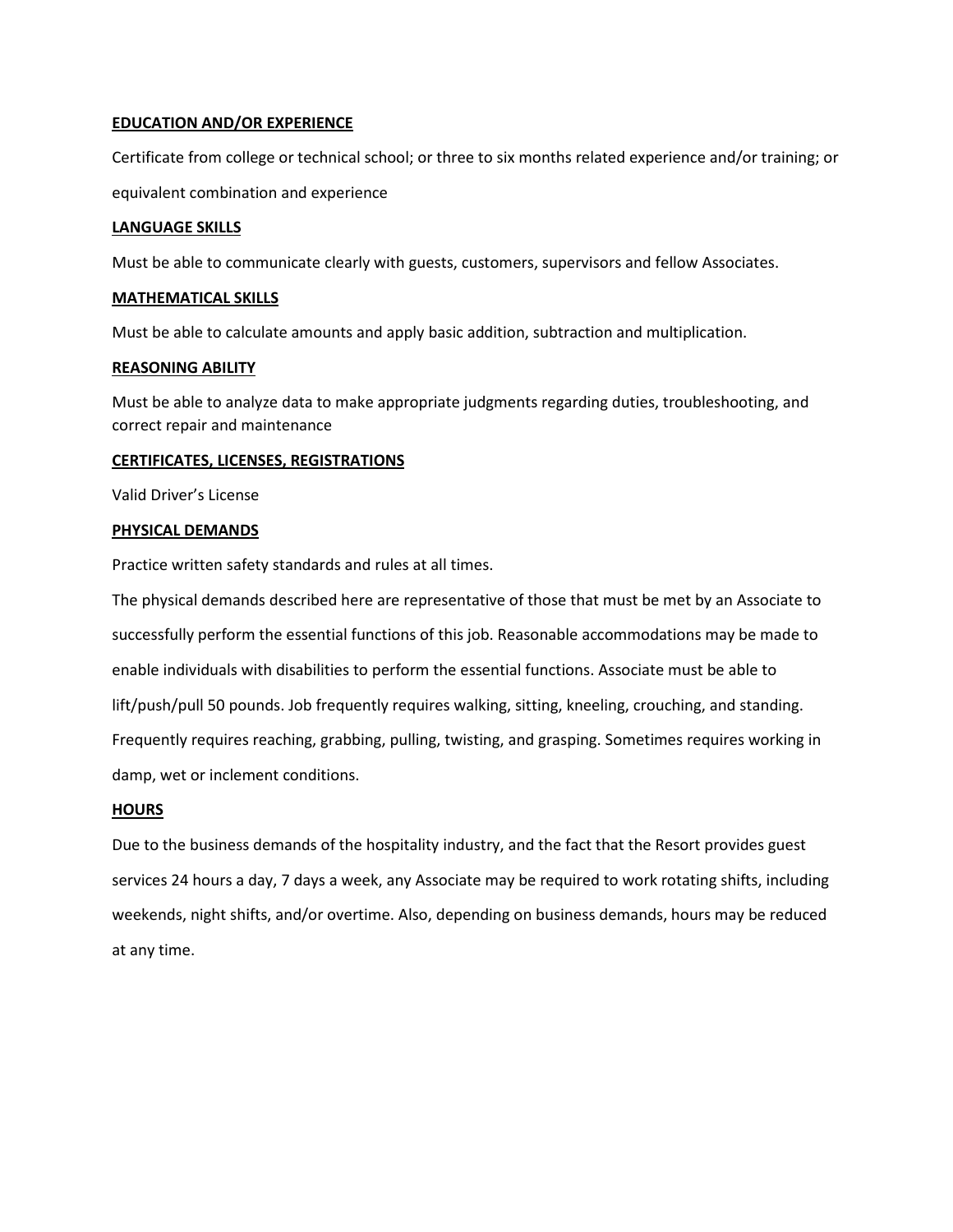**EDUCATION AND/OR EXPERIENCE**

Certificate from college or technical school; or three to six months related experience and/or training; or equivalent combination and experience

**LANGUAGE SKILLS**

Must be able to communicate clearly with guests, customers, supervisors and fellow Associates.

**MATHEMATICAL SKILLS**

Must be able to calculate amounts and apply basic addition, subtraction and multiplication.

**REASONING ABILITY**

Must be able to analyze data to make appropriate judgments regarding duties, troubleshooting, and correct repair and maintenance

**CERTIFICATES, LICENSES, REGISTRATIONS**

Valid Driver's License

**PHYSICAL DEMANDS**

Practice written safety standards and rules at all times.

The physical demands described here are representative of those that must be met by an Associate to successfully perform the essential functions of this job. Reasonable accommodations may be made to enable individuals with disabilities to perform the essential functions. Associate must be able to lift/push/pull 50 pounds. Job frequently requires walking, sitting, kneeling, crouching, and standing. Frequently requires reaching, grabbing, pulling, twisting, and grasping. Sometimes requires working in damp, wet or inclement conditions.

**HOURS**

Due to the business demands of the hospitality industry, and the fact that the Resort provides guest services 24 hours a day, 7 days a week, any Associate may be required to work rotating shifts, including weekends, night shifts, and/or overtime. Also, depending on business demands, hours may be reduced at any time.